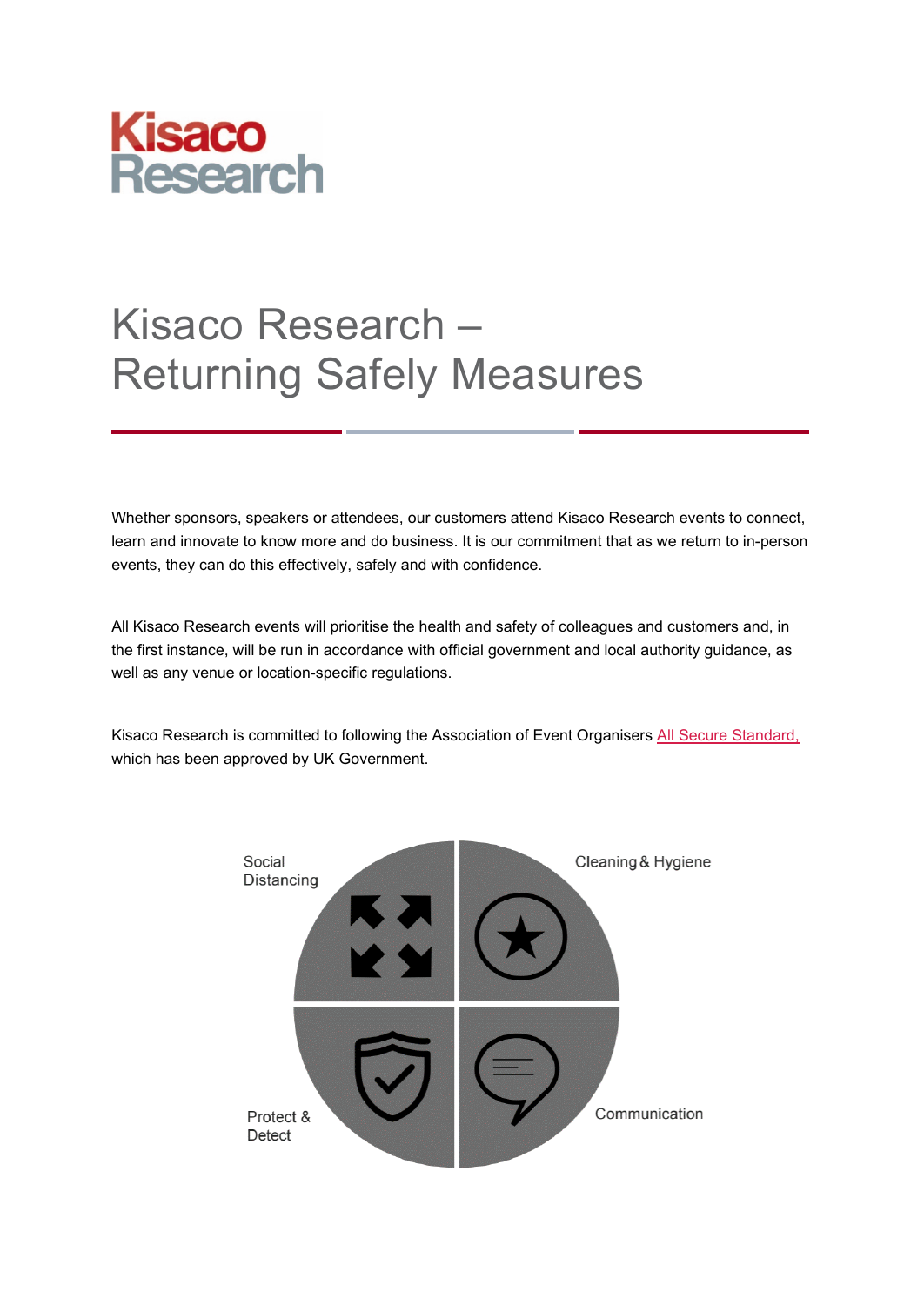Kisaco Research

# Kisaco Research – Returning Safely Measures

Whether sponsors, speakers or attendees, our customers attend Kisaco Research events to connect, learn and innovate to know more and do business. It is our commitment that as we return to in-person events, they can do this effectively, safely and with confidence.

All Kisaco Research events will prioritise the health and safety of colleagues and customers and, in the first instance, will be run in accordance with official government and local authority guidance, as well as any venue or location-specific regulations.

Kisaco Research is committed to following the Association of Event Organisers All Secure Standard, which has been approved by UK Government.

Social Distancing

Cleaning & Hygiene

Protect & Detect

Communication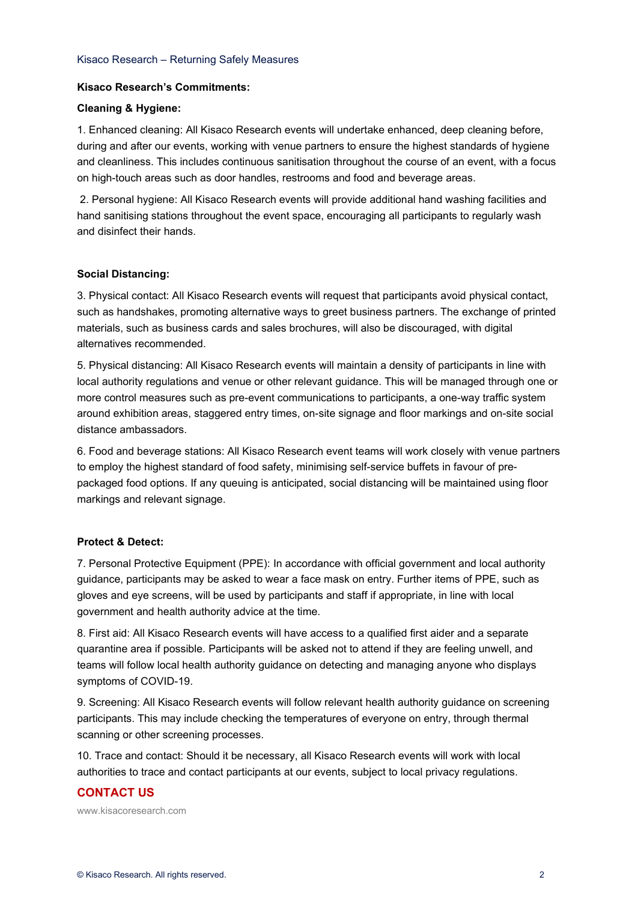Kisaco Research – Returning Safely Measures

**Kisaco Research's Commitments:**

**Cleaning & Hygiene:**

1. Enhanced cleaning: All Kisaco Research events will undertake enhanced, deep cleaning before, during and after our events, working with venue partners to ensure the highest standards of hygiene and cleanliness. This includes continuous sanitisation throughout the course of an event, with a focus on high-touch areas such as door handles, restrooms and food and beverage areas.

2. Personal hygiene: All Kisaco Research events will provide additional hand washing facilities and hand sanitising stations throughout the event space, encouraging all participants to regularly wash and disinfect their hands.

**Social Distancing:**

3. Physical contact: All Kisaco Research events will request that participants avoid physical contact, such as handshakes, promoting alternative ways to greet business partners. The exchange of printed materials, such as business cards and sales brochures, will also be discouraged, with digital alternatives recommended.

5. Physical distancing: All Kisaco Research events will maintain a density of participants in line with local authority regulations and venue or other relevant guidance. This will be managed through one or more control measures such as pre-event communications to participants, a one-way traffic system around exhibition areas, staggered entry times, on-site signage and floor markings and on-site social distance ambassadors.

6. Food and beverage stations: All Kisaco Research event teams will work closely with venue partners to employ the highest standard of food safety, minimising self-service buffets in favour of pre-packaged food options. If any queuing is anticipated, social distancing will be maintained using floor markings and relevant signage.

**Protect & Detect:**

7. Personal Protective Equipment (PPE): In accordance with official government and local authority guidance, participants may be asked to wear a face mask on entry. Further items of PPE, such as gloves and eye screens, will be used by participants and staff if appropriate, in line with local government and health authority advice at the time.

8. First aid: All Kisaco Research events will have access to a qualified first aider and a separate quarantine area if possible. Participants will be asked not to attend if they are feeling unwell, and teams will follow local health authority guidance on detecting and managing anyone who displays symptoms of COVID-19.

9. Screening: All Kisaco Research events will follow relevant health authority guidance on screening participants. This may include checking the temperatures of everyone on entry, through thermal scanning or other screening processes.

10. Trace and contact: Should it be necessary, all Kisaco Research events will work with local authorities to trace and contact participants at our events, subject to local privacy regulations.

## CONTACT US

www.kisacoresearch.com

© Kisaco Research. All rights reserved.